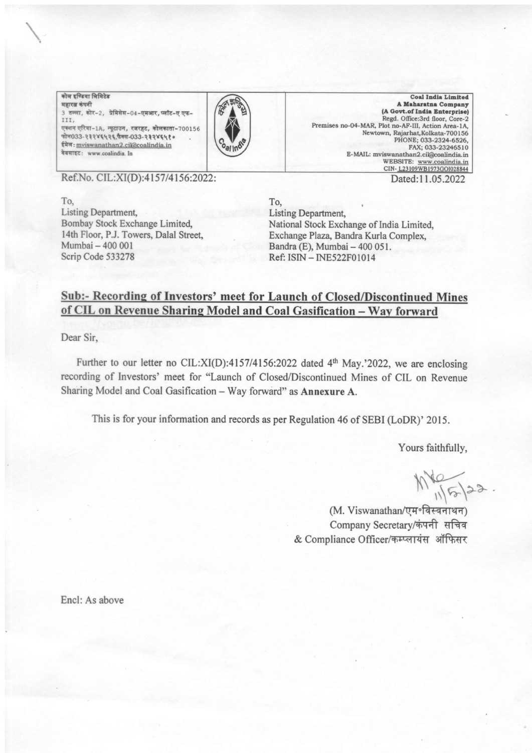| कोल इण्डिया लिमिटेड<br>महारत्न कंपनी<br>3 तल्ला, कोर-2, प्रेमिसेस-04-एमआर, प्लॉट-ए एफ-III,<br>एक्शन एरिया-1A, न्यूटाउन, रजरहट, कोलकाता-700156<br>फोन033-२३२४६५२६,फैक्स-033-२३२४६५१०<br>ईमेल: mviswanathan2.cil@coalindia.in<br>वेबसाइट: www.coalindia.In | | **Coal India Limited**<br>**A Maharatna Company**<br>**(A Govt.of India Enterprise)**<br>Regd. Office:3rd floor, Core-2<br>Premises no-04-MAR, Plot no-AF-III, Action Area-1A,<br>Newtown, Rajarhat,Kolkata-700156<br>PHONE; 033-2324-6526,<br>FAX; 033-23246510<br>E-MAIL: mviswanathan2.cil@coalindia.in<br>WEBSITE: www.coalindia.in<br>CIN- L23109WB1973GOI028844 |
|---|---|---|

Ref.No. CIL:XI(D):4157/4156:2022:

Dated:11.05.2022

To,
Listing Department,
Bombay Stock Exchange Limited,
14th Floor, P.J. Towers, Dalal Street,
Mumbai – 400 001
Scrip Code 533278

To,
Listing Department,
National Stock Exchange of India Limited,
Exchange Plaza, Bandra Kurla Complex,
Bandra (E), Mumbai – 400 051.
Ref: ISIN – INE522F01014

**Sub:- Recording of Investors' meet for Launch of Closed/Discontinued Mines of CIL on Revenue Sharing Model and Coal Gasification – Way forward**

Dear Sir,

Further to our letter no CIL:XI(D):4157/4156:2022 dated 4th May.'2022, we are enclosing recording of Investors' meet for "Launch of Closed/Discontinued Mines of CIL on Revenue Sharing Model and Coal Gasification – Way forward" as **Annexure A**.

This is for your information and records as per Regulation 46 of SEBI (LoDR)' 2015.

Yours faithfully,

11/5/22.

(M. Viswanathan/एम॰विस्वनाथन)
Company Secretary/कंपनी सचिव
& Compliance Officer/कम्प्लायंस ऑफिसर

Encl: As above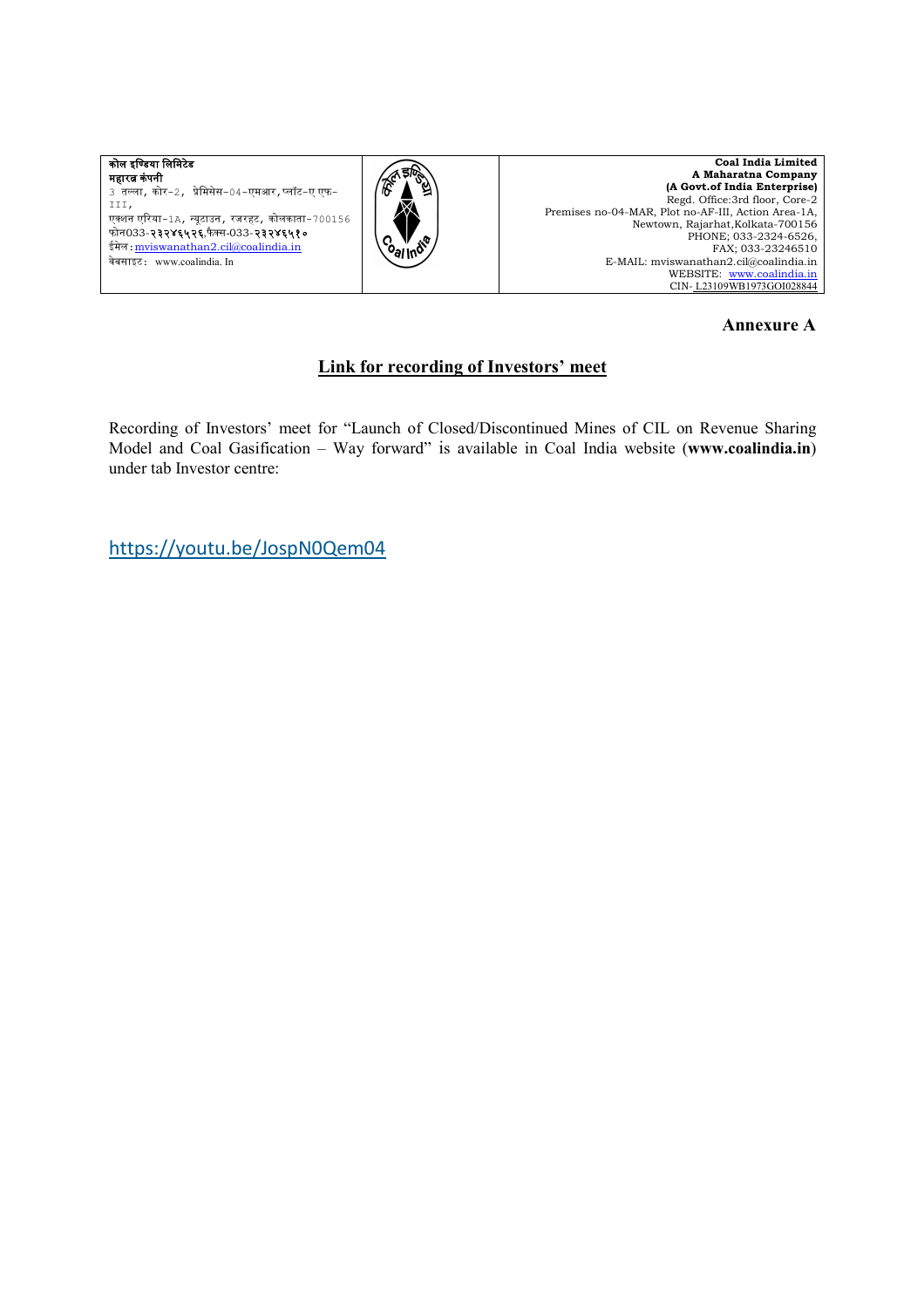| | | |
|---|---|---|
| **कोल इण्डिया लिमिटेड**<br>**महारत्न कंपनी**<br>3 तल्ला, कोर-2, प्रेमिसेस-04-एमआर, प्लॉट-ए एफ-III,<br>एक्शन एरिया-1A, न्यूटाउन, रजरहट, कोलकाता-700156<br>फोन033-२३२४६५२६,फैक्स-033-२३२४६५१०<br>ईमेल : mviswanathan2.cil@coalindia.in<br>वेबसाइट: www.coalindia. In | | **Coal India Limited**<br>**A Maharatna Company**<br>**(A Govt.of India Enterprise)**<br>Regd. Office:3rd floor, Core-2<br>Premises no-04-MAR, Plot no-AF-III, Action Area-1A,<br>Newtown, Rajarhat,Kolkata-700156<br>PHONE; 033-2324-6526,<br>FAX; 033-23246510<br>E-MAIL: mviswanathan2.cil@coalindia.in<br>WEBSITE: www.coalindia.in<br>CIN- L23109WB1973GOI028844 |

**Annexure A**

## Link for recording of Investors' meet

Recording of Investors' meet for "Launch of Closed/Discontinued Mines of CIL on Revenue Sharing Model and Coal Gasification – Way forward" is available in Coal India website (**www.coalindia.in**) under tab Investor centre:

https://youtu.be/JospN0Qem04